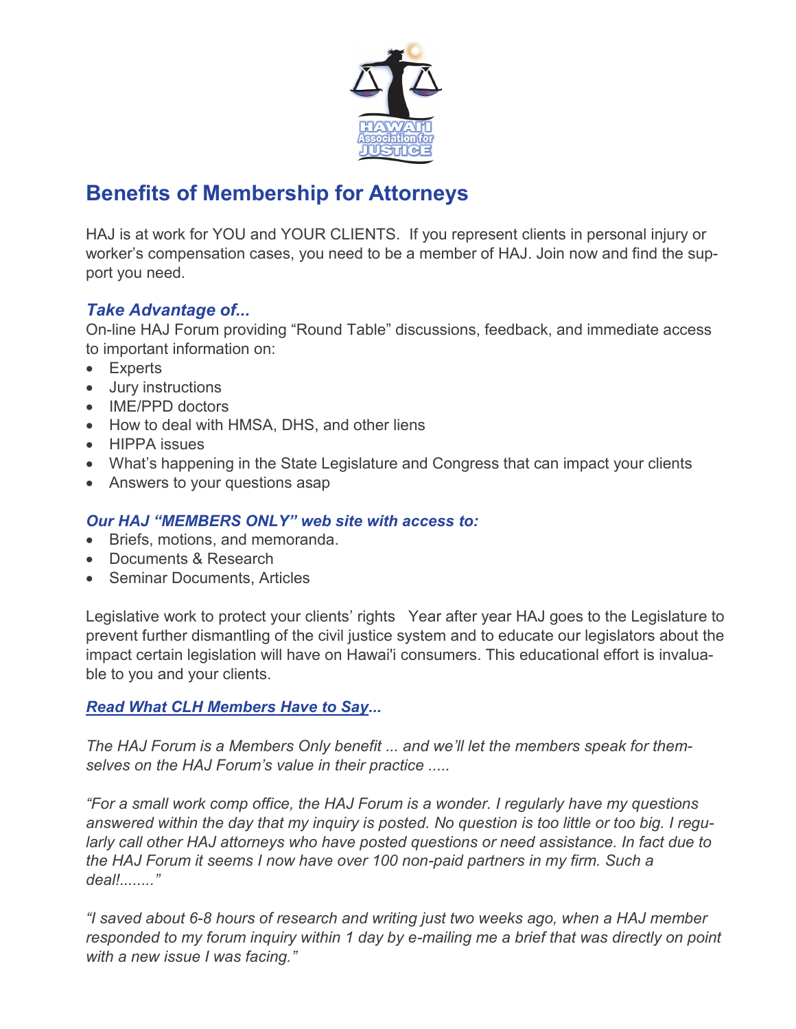# Benefits of Membership for Attorneys

HAJ is at work for YOU and YOUR CLIENTS. If you represent clients in personal injury or worker's compensation cases, you need to be a member of HAJ. Join now and find the support you need.

### *Take Advantage of...*

On-line HAJ Forum providing "Round Table" discussions, feedback, and immediate access to important information on:

- Experts
- Jury instructions
- IME/PPD doctors
- How to deal with HMSA, DHS, and other liens
- HIPPA issues
- What's happening in the State Legislature and Congress that can impact your clients
- Answers to your questions asap

### *Our HAJ "MEMBERS ONLY" web site with access to:*

- Briefs, motions, and memoranda.
- Documents & Research
- Seminar Documents, Articles

Legislative work to protect your clients' rights Year after year HAJ goes to the Legislature to prevent further dismantling of the civil justice system and to educate our legislators about the impact certain legislation will have on Hawai'i consumers. This educational effort is invaluable to you and your clients.

### *Read What CLH Members Have to Say...*

*The HAJ Forum is a Members Only benefit ... and we'll let the members speak for themselves on the HAJ Forum's value in their practice .....*

*"For a small work comp office, the HAJ Forum is a wonder. I regularly have my questions answered within the day that my inquiry is posted. No question is too little or too big. I regularly call other HAJ attorneys who have posted questions or need assistance. In fact due to the HAJ Forum it seems I now have over 100 non-paid partners in my firm. Such a deal!........"*

*"I saved about 6-8 hours of research and writing just two weeks ago, when a HAJ member responded to my forum inquiry within 1 day by e-mailing me a brief that was directly on point with a new issue I was facing."*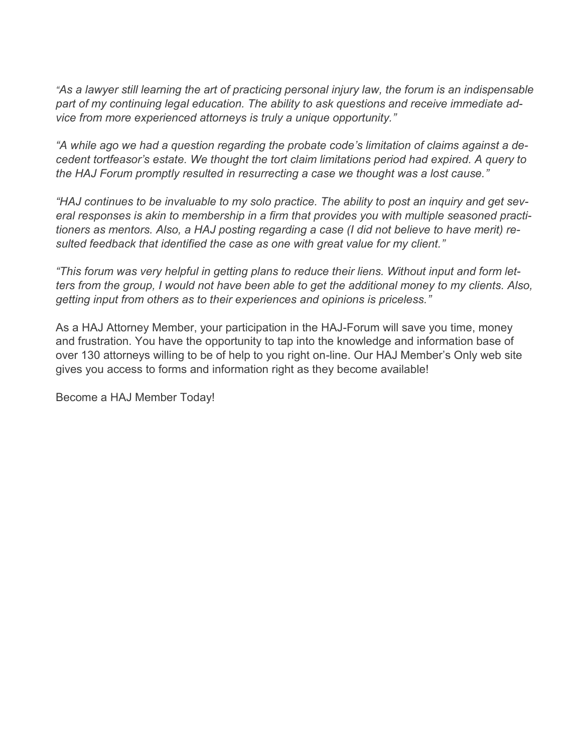*"As a lawyer still learning the art of practicing personal injury law, the forum is an indispensable part of my continuing legal education. The ability to ask questions and receive immediate advice from more experienced attorneys is truly a unique opportunity."*

*"A while ago we had a question regarding the probate code's limitation of claims against a decedent tortfeasor's estate. We thought the tort claim limitations period had expired. A query to the HAJ Forum promptly resulted in resurrecting a case we thought was a lost cause."*

*"HAJ continues to be invaluable to my solo practice. The ability to post an inquiry and get several responses is akin to membership in a firm that provides you with multiple seasoned practitioners as mentors. Also, a HAJ posting regarding a case (I did not believe to have merit) resulted feedback that identified the case as one with great value for my client."*

*"This forum was very helpful in getting plans to reduce their liens. Without input and form letters from the group, I would not have been able to get the additional money to my clients. Also, getting input from others as to their experiences and opinions is priceless."*

As a HAJ Attorney Member, your participation in the HAJ-Forum will save you time, money and frustration. You have the opportunity to tap into the knowledge and information base of over 130 attorneys willing to be of help to you right on-line. Our HAJ Member's Only web site gives you access to forms and information right as they become available!

Become a HAJ Member Today!